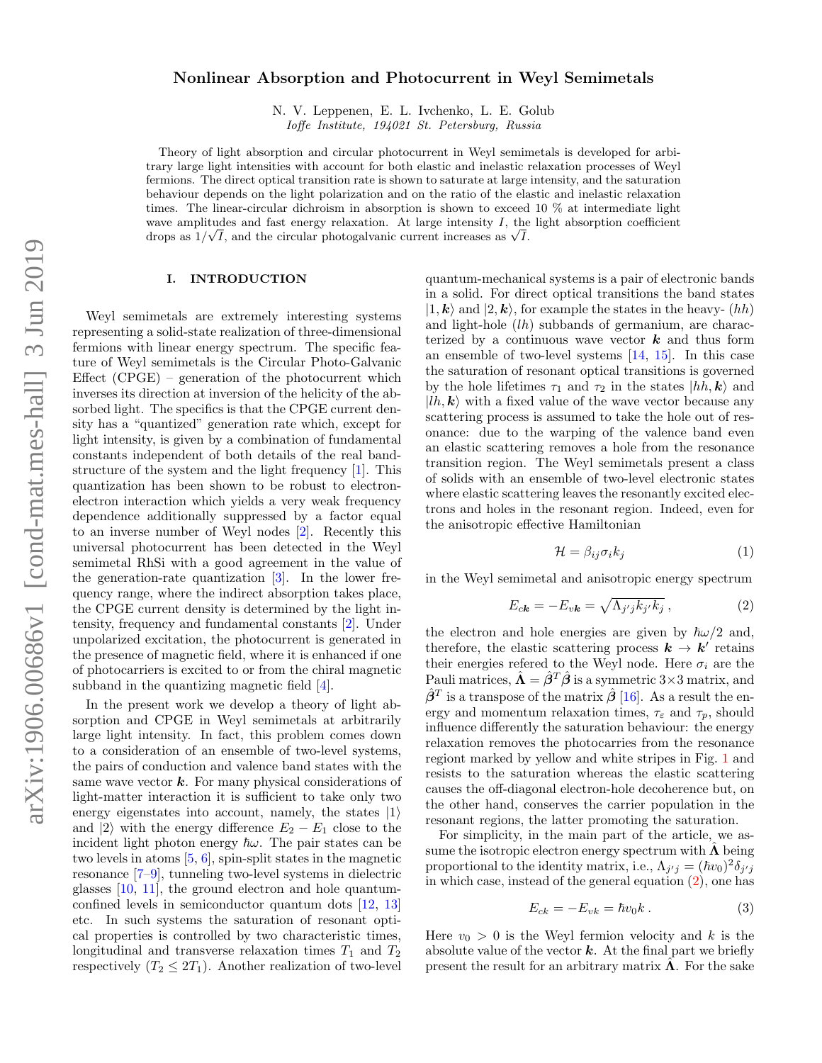# Nonlinear Absorption and Photocurrent in Weyl Semimetals

N. V. Leppenen, E. L. Ivchenko, L. E. Golub

*Ioffe Institute, 194021 St. Petersburg, Russia*

Theory of light absorption and circular photocurrent in Weyl semimetals is developed for arbitrary large light intensities with account for both elastic and inelastic relaxation processes of Weyl fermions. The direct optical transition rate is shown to saturate at large intensity, and the saturation behaviour depends on the light polarization and on the ratio of the elastic and inelastic relaxation times. The linear-circular dichroism in absorption is shown to exceed 10 % at intermediate light wave amplitudes and fast energy relaxation. At large intensity $I$, the light absorption coefficient drops as $1/\sqrt{I}$, and the circular photogalvanic current increases as $\sqrt{I}$.

## I. INTRODUCTION

Weyl semimetals are extremely interesting systems representing a solid-state realization of three-dimensional fermions with linear energy spectrum. The specific feature of Weyl semimetals is the Circular Photo-Galvanic Effect (CPGE) – generation of the photocurrent which inverses its direction at inversion of the helicity of the absorbed light. The specifics is that the CPGE current density has a "quantized" generation rate which, except for light intensity, is given by a combination of fundamental constants independent of both details of the real bandstructure of the system and the light frequency [1]. This quantization has been shown to be robust to electron-electron interaction which yields a very weak frequency dependence additionally suppressed by a factor equal to an inverse number of Weyl nodes [2]. Recently this universal photocurrent has been detected in the Weyl semimetal RhSi with a good agreement in the value of the generation-rate quantization [3]. In the lower frequency range, where the indirect absorption takes place, the CPGE current density is determined by the light intensity, frequency and fundamental constants [2]. Under unpolarized excitation, the photocurrent is generated in the presence of magnetic field, where it is enhanced if one of photocarriers is excited to or from the chiral magnetic subband in the quantizing magnetic field [4].

In the present work we develop a theory of light absorption and CPGE in Weyl semimetals at arbitrarily large light intensity. In fact, this problem comes down to a consideration of an ensemble of two-level systems, the pairs of conduction and valence band states with the same wave vector $\boldsymbol{k}$. For many physical considerations of light-matter interaction it is sufficient to take only two energy eigenstates into account, namely, the states $|1\rangle$ and $|2\rangle$ with the energy difference $E_2 - E_1$ close to the incident light photon energy $\hbar\omega$. The pair states can be two levels in atoms [5, 6], spin-split states in the magnetic resonance [7–9], tunneling two-level systems in dielectric glasses [10, 11], the ground electron and hole quantum-confined levels in semiconductor quantum dots [12, 13] etc. In such systems the saturation of resonant optical properties is controlled by two characteristic times, longitudinal and transverse relaxation times $T_1$ and $T_2$ respectively ($T_2 \leq 2T_1$). Another realization of two-level quantum-mechanical systems is a pair of electronic bands in a solid. For direct optical transitions the band states $|1, \boldsymbol{k}\rangle$ and $|2, \boldsymbol{k}\rangle$, for example the states in the heavy- ($hh$) and light-hole ($lh$) subbands of germanium, are characterized by a continuous wave vector $\boldsymbol{k}$ and thus form an ensemble of two-level systems [14, 15]. In this case the saturation of resonant optical transitions is governed by the hole lifetimes $\tau_1$ and $\tau_2$ in the states $|hh, \boldsymbol{k}\rangle$ and $|lh, \boldsymbol{k}\rangle$ with a fixed value of the wave vector because any scattering process is assumed to take the hole out of resonance: due to the warping of the valence band even an elastic scattering removes a hole from the resonance transition region. The Weyl semimetals present a class of solids with an ensemble of two-level electronic states where elastic scattering leaves the resonantly excited electrons and holes in the resonant region. Indeed, even for the anisotropic effective Hamiltonian

$$\mathcal{H} = \beta_{ij}\sigma_i k_j \tag{1}$$

in the Weyl semimetal and anisotropic energy spectrum

$$E_{c\boldsymbol{k}} = -E_{v\boldsymbol{k}} = \sqrt{\Lambda_{j'j}k_{j'}k_j}\,, \tag{2}$$

the electron and hole energies are given by $\hbar\omega/2$ and, therefore, the elastic scattering process $\boldsymbol{k} \rightarrow \boldsymbol{k}'$ retains their energies refered to the Weyl node. Here $\sigma_i$ are the Pauli matrices, $\hat{\boldsymbol{\Lambda}} = \hat{\boldsymbol{\beta}}^T\hat{\boldsymbol{\beta}}$ is a symmetric $3\times3$ matrix, and $\hat{\boldsymbol{\beta}}^T$ is a transpose of the matrix $\hat{\boldsymbol{\beta}}$ [16]. As a result the energy and momentum relaxation times, $\tau_\varepsilon$ and $\tau_p$, should influence differently the saturation behaviour: the energy relaxation removes the photocarries from the resonance regiont marked by yellow and white stripes in Fig. 1 and resists to the saturation whereas the elastic scattering causes the off-diagonal electron-hole decoherence but, on the other hand, conserves the carrier population in the resonant regions, the latter promoting the saturation.

For simplicity, in the main part of the article, we assume the isotropic electron energy spectrum with $\hat{\boldsymbol{\Lambda}}$ being proportional to the identity matrix, i.e., $\Lambda_{j'j} = (\hbar v_0)^2\delta_{j'j}$ in which case, instead of the general equation (2), one has

$$E_{ck} = -E_{vk} = \hbar v_0 k\,. \tag{3}$$

Here $v_0 > 0$ is the Weyl fermion velocity and $k$ is the absolute value of the vector $\boldsymbol{k}$. At the final part we briefly present the result for an arbitrary matrix $\hat{\boldsymbol{\Lambda}}$. For the sake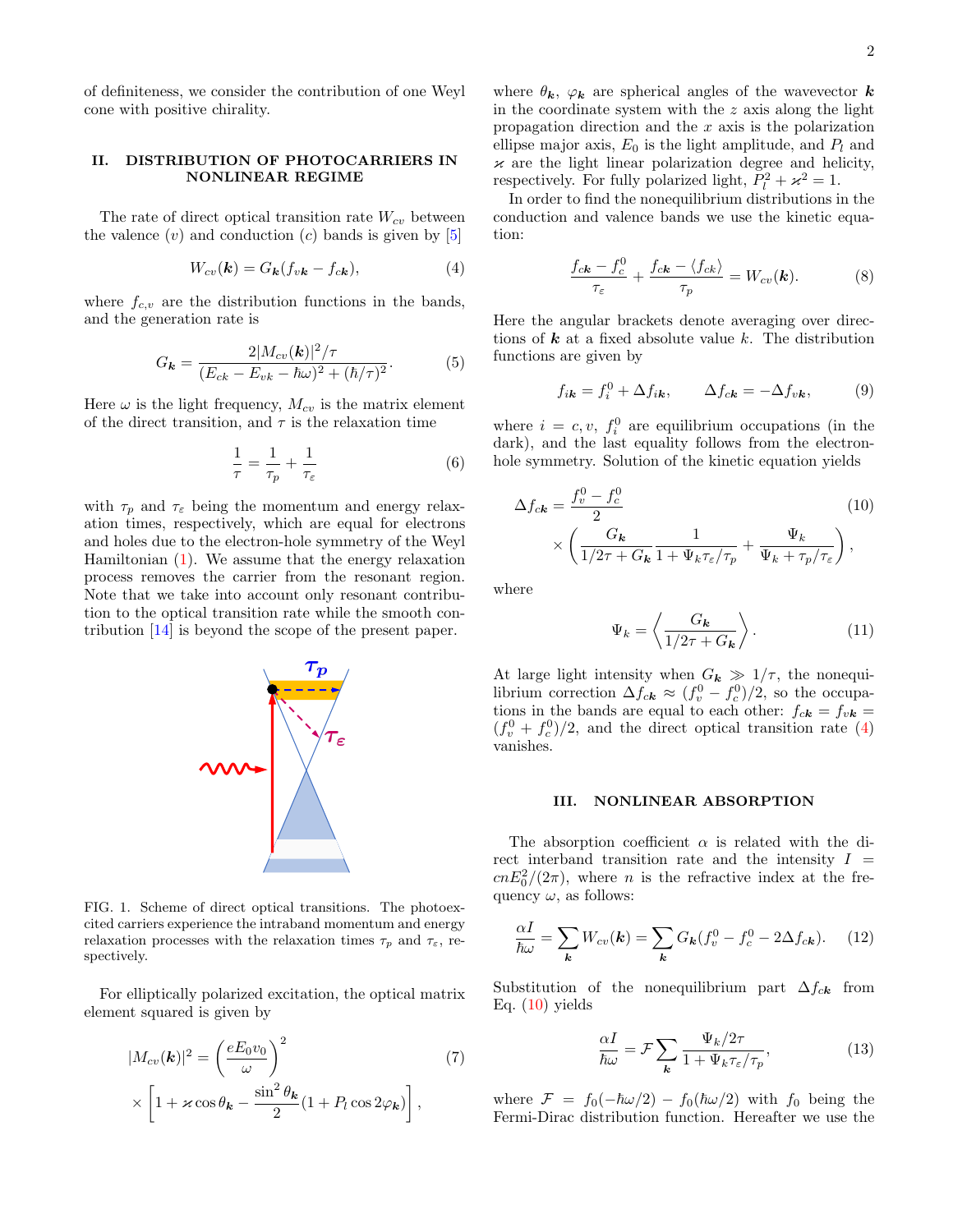of definiteness, we consider the contribution of one Weyl cone with positive chirality.

## II. DISTRIBUTION OF PHOTOCARRIERS IN NONLINEAR REGIME

The rate of direct optical transition rate $W_{cv}$ between the valence ($v$) and conduction ($c$) bands is given by [5]

$$W_{cv}(\boldsymbol{k}) = G_{\boldsymbol{k}}(f_{v\boldsymbol{k}} - f_{c\boldsymbol{k}}), \tag{4}$$

where $f_{c,v}$ are the distribution functions in the bands, and the generation rate is

$$G_{\boldsymbol{k}} = \frac{2|M_{cv}(\boldsymbol{k})|^2/\tau}{(E_{c k} - E_{v k} - \hbar\omega)^2 + (\hbar/\tau)^2}. \tag{5}$$

Here $\omega$ is the light frequency, $M_{cv}$ is the matrix element of the direct transition, and $\tau$ is the relaxation time

$$\frac{1}{\tau} = \frac{1}{\tau_p} + \frac{1}{\tau_\varepsilon} \tag{6}$$

with $\tau_p$ and $\tau_\varepsilon$ being the momentum and energy relaxation times, respectively, which are equal for electrons and holes due to the electron-hole symmetry of the Weyl Hamiltonian (1). We assume that the energy relaxation process removes the carrier from the resonant region. Note that we take into account only resonant contribution to the optical transition rate while the smooth contribution [14] is beyond the scope of the present paper.

FIG. 1. Scheme of direct optical transitions. The photoexcited carriers experience the intraband momentum and energy relaxation processes with the relaxation times $\tau_p$ and $\tau_\varepsilon$, respectively.

For elliptically polarized excitation, the optical matrix element squared is given by

$$|M_{cv}(\boldsymbol{k})|^2 = \left(\frac{eE_0 v_0}{\omega}\right)^2 \times \left[1 + \varkappa \cos\theta_{\boldsymbol{k}} - \frac{\sin^2\theta_{\boldsymbol{k}}}{2}(1 + P_l \cos 2\varphi_{\boldsymbol{k}})\right], \tag{7}$$

where $\theta_{\boldsymbol{k}}$, $\varphi_{\boldsymbol{k}}$ are spherical angles of the wavevector $\boldsymbol{k}$ in the coordinate system with the $z$ axis along the light propagation direction and the $x$ axis is the polarization ellipse major axis, $E_0$ is the light amplitude, and $P_l$ and $\varkappa$ are the light linear polarization degree and helicity, respectively. For fully polarized light, $P_l^2 + \varkappa^2 = 1$.

In order to find the nonequilibrium distributions in the conduction and valence bands we use the kinetic equation:

$$\frac{f_{c\boldsymbol{k}} - f_c^0}{\tau_\varepsilon} + \frac{f_{c\boldsymbol{k}} - \langle f_{c\boldsymbol{k}}\rangle}{\tau_p} = W_{cv}(\boldsymbol{k}). \tag{8}$$

Here the angular brackets denote averaging over directions of $\boldsymbol{k}$ at a fixed absolute value $k$. The distribution functions are given by

$$f_{i\boldsymbol{k}} = f_i^0 + \Delta f_{i\boldsymbol{k}}, \qquad \Delta f_{c\boldsymbol{k}} = -\Delta f_{v\boldsymbol{k}}, \tag{9}$$

where $i = c, v$, $f_i^0$ are equilibrium occupations (in the dark), and the last equality follows from the electron-hole symmetry. Solution of the kinetic equation yields

$$\Delta f_{c\boldsymbol{k}} = \frac{f_v^0 - f_c^0}{2} \times \left(\frac{G_{\boldsymbol{k}}}{1/2\tau + G_{\boldsymbol{k}}}\frac{1}{1 + \Psi_k \tau_\varepsilon/\tau_p} + \frac{\Psi_k}{\Psi_k + \tau_p/\tau_\varepsilon}\right), \tag{10}$$

where

$$\Psi_k = \left\langle \frac{G_{\boldsymbol{k}}}{1/2\tau + G_{\boldsymbol{k}}}\right\rangle. \tag{11}$$

At large light intensity when $G_{\boldsymbol{k}} \gg 1/\tau$, the nonequilibrium correction $\Delta f_{c\boldsymbol{k}} \approx (f_v^0 - f_c^0)/2$, so the occupations in the bands are equal to each other: $f_{c\boldsymbol{k}} = f_{v\boldsymbol{k}} = (f_v^0 + f_c^0)/2$, and the direct optical transition rate (4) vanishes.

## III. NONLINEAR ABSORPTION

The absorption coefficient $\alpha$ is related with the direct interband transition rate and the intensity $I = cnE_0^2/(2\pi)$, where $n$ is the refractive index at the frequency $\omega$, as follows:

$$\frac{\alpha I}{\hbar\omega} = \sum_{\boldsymbol{k}} W_{cv}(\boldsymbol{k}) = \sum_{\boldsymbol{k}} G_{\boldsymbol{k}}(f_v^0 - f_c^0 - 2\Delta f_{c\boldsymbol{k}}). \tag{12}$$

Substitution of the nonequilibrium part $\Delta f_{c\boldsymbol{k}}$ from Eq. (10) yields

$$\frac{\alpha I}{\hbar\omega} = \mathcal{F}\sum_{\boldsymbol{k}} \frac{\Psi_k/2\tau}{1 + \Psi_k \tau_\varepsilon/\tau_p}, \tag{13}$$

where $\mathcal{F} = f_0(-\hbar\omega/2) - f_0(\hbar\omega/2)$ with $f_0$ being the Fermi-Dirac distribution function. Hereafter we use the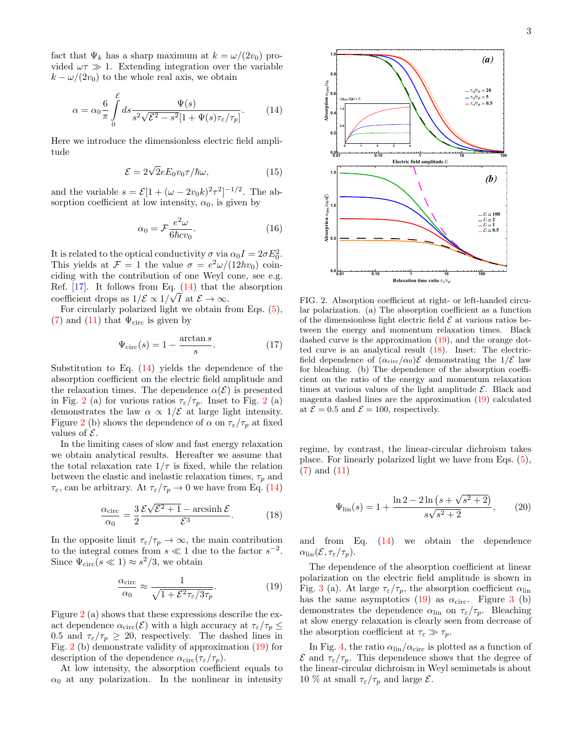fact that $\Psi_k$ has a sharp maximum at $k = \omega/(2v_0)$ provided $\omega\tau \gg 1$. Extending integration over the variable $k - \omega/(2v_0)$ to the whole real axis, we obtain

$$\alpha = \alpha_0 \frac{6}{\pi} \int_0^{\mathcal{E}} ds \frac{\Psi(s)}{s^2\sqrt{\mathcal{E}^2 - s^2}[1+\Psi(s)\tau_\varepsilon/\tau_p]}. \tag{14}$$

Here we introduce the dimensionless electric field amplitude

$$\mathcal{E} = 2\sqrt{2}eE_0v_0\tau/\hbar\omega, \tag{15}$$

and the variable $s = \mathcal{E}[1+(\omega - 2v_0k)^2\tau^2]^{-1/2}$. The absorption coefficient at low intensity, $\alpha_0$, is given by

$$\alpha_0 = \mathcal{F}\frac{e^2\omega}{6\hbar c v_0}. \tag{16}$$

It is related to the optical conductivity $\sigma$ via $\alpha_0 I = 2\sigma E_0^2$. This yields at $\mathcal{F}=1$ the value $\sigma = e^2\omega/(12hv_0)$ coinciding with the contribution of one Weyl cone, see e.g. Ref. [17]. It follows from Eq. (14) that the absorption coefficient drops as $1/\mathcal{E} \propto 1/\sqrt{I}$ at $\mathcal{E}\to\infty$.

For circularly polarized light we obtain from Eqs. (5), (7) and (11) that $\Psi_{\text{circ}}$ is given by

$$\Psi_{\text{circ}}(s) = 1 - \frac{\arctan s}{s}. \tag{17}$$

Substitution to Eq. (14) yields the dependence of the absorption coefficient on the electric field amplitude and the relaxation times. The dependence $\alpha(\mathcal{E})$ is presented in Fig. 2 (a) for various ratios $\tau_\varepsilon/\tau_p$. Inset to Fig. 2 (a) demonstrates the law $\alpha \propto 1/\mathcal{E}$ at large light intensity. Figure 2 (b) shows the dependence of $\alpha$ on $\tau_\varepsilon/\tau_p$ at fixed values of $\mathcal{E}$.

In the limiting cases of slow and fast energy relaxation we obtain analytical results. Hereafter we assume that the total relaxation rate $1/\tau$ is fixed, while the relation between the elastic and inelastic relaxation times, $\tau_p$ and $\tau_\varepsilon$, can be arbitrary. At $\tau_\varepsilon/\tau_p \to 0$ we have from Eq. (14)

$$\frac{\alpha_{\text{circ}}}{\alpha_0} = \frac{3}{2}\frac{\mathcal{E}\sqrt{\mathcal{E}^2+1} - \operatorname{arcsinh}\mathcal{E}}{\mathcal{E}^3}. \tag{18}$$

In the opposite limit $\tau_\varepsilon/\tau_p \to \infty$, the main contribution to the integral comes from $s \ll 1$ due to the factor $s^{-2}$. Since $\Psi_{\text{circ}}(s \ll 1) \approx s^2/3$, we obtain

$$\frac{\alpha_{\text{circ}}}{\alpha_0} \approx \frac{1}{\sqrt{1+\mathcal{E}^2\tau_\varepsilon/3\tau_p}}. \tag{19}$$

Figure 2 (a) shows that these expressions describe the exact dependence $\alpha_{\text{circ}}(\mathcal{E})$ with a high accuracy at $\tau_\varepsilon/\tau_p \le 0.5$ and $\tau_\varepsilon/\tau_p \ge 20$, respectively. The dashed lines in Fig. 2 (b) demonstrate validity of approximation (19) for description of the dependence $\alpha_{\text{circ}}(\tau_\varepsilon/\tau_p)$.

At low intensity, the absorption coefficient equals to $\alpha_0$ at any polarization. In the nonlinear in intensity regime, by contrast, the linear-circular dichroism takes place. For linearly polarized light we have from Eqs. (5), (7) and (11)

$$\Psi_{\text{lin}}(s) = 1 + \frac{\ln 2 - 2\ln\left(s+\sqrt{s^2+2}\right)}{s\sqrt{s^2+2}}, \tag{20}$$

and from Eq. (14) we obtain the dependence $\alpha_{\text{lin}}(\mathcal{E}, \tau_\varepsilon/\tau_p)$.

The dependence of the absorption coefficient at linear polarization on the electric field amplitude is shown in Fig. 3 (a). At large $\tau_\varepsilon/\tau_p$, the absorption coefficient $\alpha_{\text{lin}}$ has the same asymptotics (19) as $\alpha_{\text{circ}}$. Figure 3 (b) demonstrates the dependence $\alpha_{\text{lin}}$ on $\tau_\varepsilon/\tau_p$. Bleaching at slow energy relaxation is clearly seen from decrease of the absorption coefficient at $\tau_\varepsilon \gg \tau_p$.

In Fig. 4, the ratio $\alpha_{\text{lin}}/\alpha_{\text{circ}}$ is plotted as a function of $\mathcal{E}$ and $\tau_\varepsilon/\tau_p$. This dependence shows that the degree of the linear-circular dichroism in Weyl semimetals is about 10 % at small $\tau_\varepsilon/\tau_p$ and large $\mathcal{E}$.

FIG. 2. Absorption coefficient at right- or left-handed circular polarization. (a) The absorption coefficient as a function of the dimensionless light electric field $\mathcal{E}$ at various ratios between the energy and momentum relaxation times. Black dashed curve is the approximation (19), and the orange dotted curve is an analytical result (18). Inset: The electric-field dependence of $(\alpha_{\text{circ}}/\alpha_0)\mathcal{E}$ demonstrating the $1/\mathcal{E}$ law for bleaching. (b) The dependence of the absorption coefficient on the ratio of the energy and momentum relaxation times at various values of the light amplitude $\mathcal{E}$. Black and magenta dashed lines are the approximation (19) calculated at $\mathcal{E} = 0.5$ and $\mathcal{E} = 100$, respectively.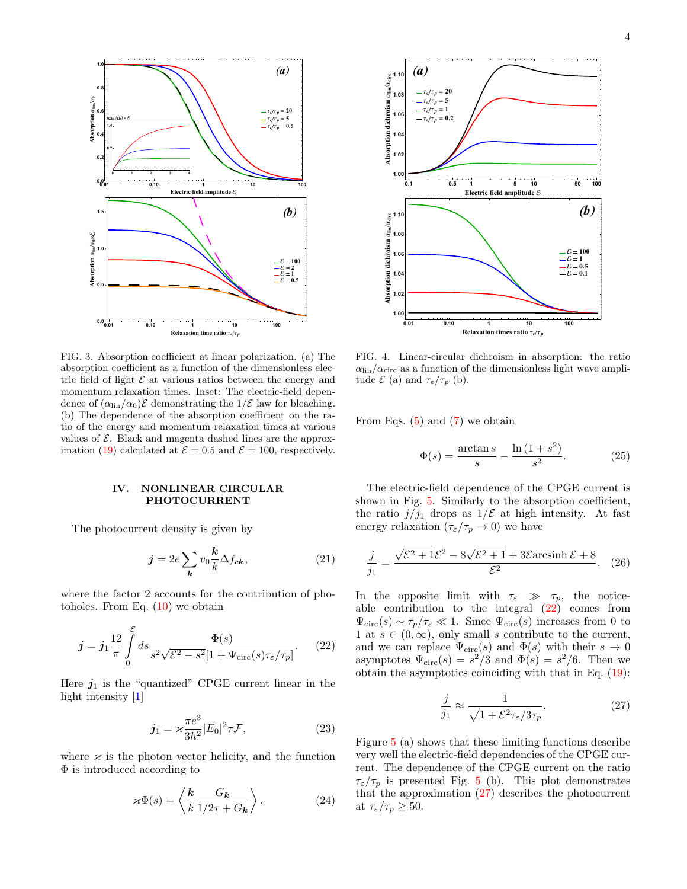FIG. 3. Absorption coefficient at linear polarization. (a) The absorption coefficient as a function of the dimensionless electric field of light $\mathcal{E}$ at various ratios between the energy and momentum relaxation times. Inset: The electric-field dependence of $(\alpha_{\rm lin}/\alpha_0)\mathcal{E}$ demonstrating the $1/\mathcal{E}$ law for bleaching. (b) The dependence of the absorption coefficient on the ratio of the energy and momentum relaxation times at various values of $\mathcal{E}$. Black and magenta dashed lines are the approximation (19) calculated at $\mathcal{E}=0.5$ and $\mathcal{E}=100$, respectively.

FIG. 4. Linear-circular dichroism in absorption: the ratio $\alpha_{\rm lin}/\alpha_{\rm circ}$ as a function of the dimensionless light wave amplitude $\mathcal{E}$ (a) and $\tau_\varepsilon/\tau_p$ (b).

## IV. NONLINEAR CIRCULAR PHOTOCURRENT

The photocurrent density is given by

$$\boldsymbol{j} = 2e\sum_{\boldsymbol{k}} v_0 \frac{\boldsymbol{k}}{k}\Delta f_{c\boldsymbol{k}}, \tag{21}$$

where the factor 2 accounts for the contribution of photoholes. From Eq. (10) we obtain

$$\boldsymbol{j} = \boldsymbol{j}_1 \frac{12}{\pi}\int\limits_0^{\mathcal{E}} ds \frac{\Phi(s)}{s^2\sqrt{\mathcal{E}^2-s^2}[1+\Psi_{\rm circ}(s)\tau_\varepsilon/\tau_p]}. \tag{22}$$

Here $\boldsymbol{j}_1$ is the "quantized" CPGE current linear in the light intensity [1]

$$\boldsymbol{j}_1 = \varkappa \frac{\pi e^3}{3h^2}|E_0|^2\tau\mathcal{F}, \tag{23}$$

where $\varkappa$ is the photon vector helicity, and the function $\Phi$ is introduced according to

$$\varkappa\Phi(s) = \left\langle \frac{\boldsymbol{k}}{k}\frac{G_{\boldsymbol{k}}}{1/2\tau + G_{\boldsymbol{k}}}\right\rangle. \tag{24}$$

From Eqs. (5) and (7) we obtain

$$\Phi(s) = \frac{\arctan s}{s} - \frac{\ln(1+s^2)}{s^2}. \tag{25}$$

The electric-field dependence of the CPGE current is shown in Fig. 5. Similarly to the absorption coefficient, the ratio $j/j_1$ drops as $1/\mathcal{E}$ at high intensity. At fast energy relaxation ($\tau_\varepsilon/\tau_p \to 0$) we have

$$\frac{j}{j_1} = \frac{\sqrt{\mathcal{E}^2+1}\mathcal{E}^2 - 8\sqrt{\mathcal{E}^2+1} + 3\mathcal{E}\,\text{arcsinh}\,\mathcal{E} + 8}{\mathcal{E}^2}. \tag{26}$$

In the opposite limit with $\tau_\varepsilon \gg \tau_p$, the noticeable contribution to the integral (22) comes from $\Psi_{\rm circ}(s) \sim \tau_p/\tau_\varepsilon \ll 1$. Since $\Psi_{\rm circ}(s)$ increases from 0 to 1 at $s \in (0,\infty)$, only small $s$ contribute to the current, and we can replace $\Psi_{\rm circ}(s)$ and $\Phi(s)$ with their $s \to 0$ asymptotes $\Psi_{\rm circ}(s) = s^2/3$ and $\Phi(s) = s^2/6$. Then we obtain the asymptotics coinciding with that in Eq. (19):

$$\frac{j}{j_1} \approx \frac{1}{\sqrt{1+\mathcal{E}^2\tau_\varepsilon/3\tau_p}}. \tag{27}$$

Figure 5 (a) shows that these limiting functions describe very well the electric-field dependencies of the CPGE current. The dependence of the CPGE current on the ratio $\tau_\varepsilon/\tau_p$ is presented Fig. 5 (b). This plot demonstrates that the approximation (27) describes the photocurrent at $\tau_\varepsilon/\tau_p \geq 50$.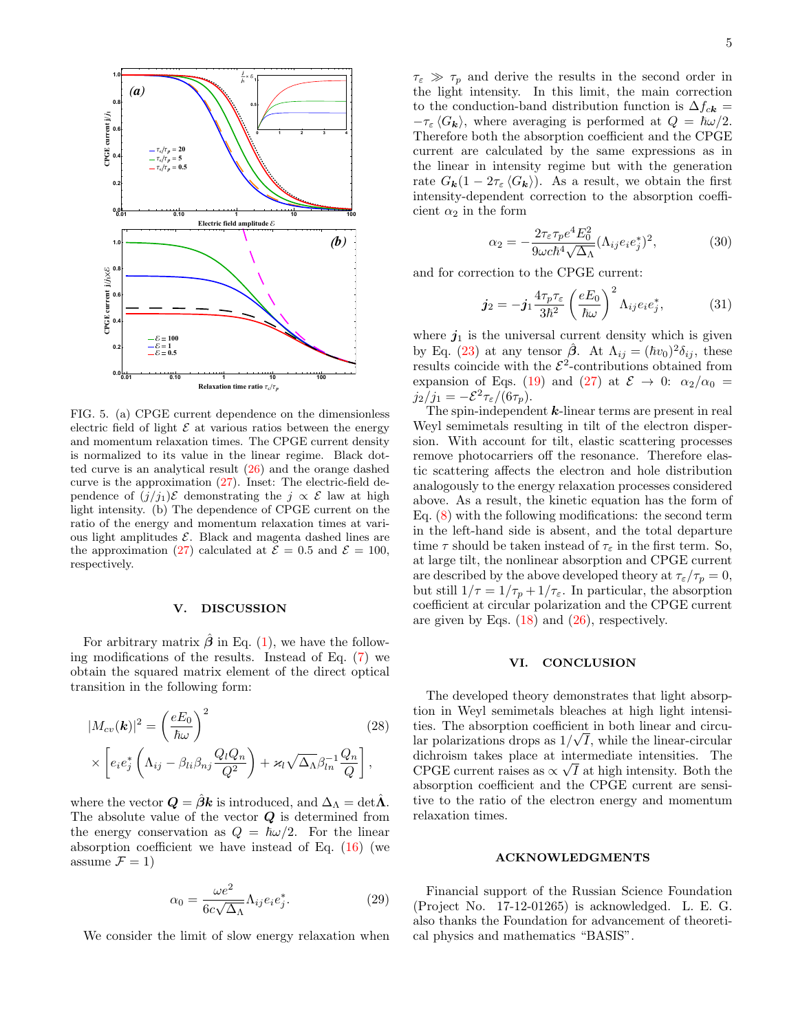FIG. 5. (a) CPGE current dependence on the dimensionless electric field of light $\mathcal{E}$ at various ratios between the energy and momentum relaxation times. The CPGE current density is normalized to its value in the linear regime. Black dotted curve is an analytical result (26) and the orange dashed curve is the approximation (27). Inset: The electric-field dependence of $(j/j_1)\mathcal{E}$ demonstrating the $j \propto \mathcal{E}$ law at high light intensity. (b) The dependence of CPGE current on the ratio of the energy and momentum relaxation times at various light amplitudes $\mathcal{E}$. Black and magenta dashed lines are the approximation (27) calculated at $\mathcal{E} = 0.5$ and $\mathcal{E} = 100$, respectively.

## V. DISCUSSION

For arbitrary matrix $\hat{\boldsymbol{\beta}}$ in Eq. (1), we have the following modifications of the results. Instead of Eq. (7) we obtain the squared matrix element of the direct optical transition in the following form:

$$|M_{cv}(\boldsymbol{k})|^2 = \left(\frac{eE_0}{\hbar\omega}\right)^2 \tag{28}$$
$$\times \left[e_i e_j^* \left(\Lambda_{ij} - \beta_{li}\beta_{nj}\frac{Q_l Q_n}{Q^2}\right) + \varkappa_l \sqrt{\Delta_\Lambda}\beta^{-1}_{ln}\frac{Q_n}{Q}\right],$$

where the vector $\boldsymbol{Q} = \hat{\boldsymbol{\beta}}\boldsymbol{k}$ is introduced, and $\Delta_\Lambda = \det\hat{\boldsymbol{\Lambda}}$. The absolute value of the vector $\boldsymbol{Q}$ is determined from the energy conservation as $Q = \hbar\omega/2$. For the linear absorption coefficient we have instead of Eq. (16) (we assume $\mathcal{F} = 1$)

$$\alpha_0 = \frac{\omega e^2}{6c\sqrt{\Delta_\Lambda}}\Lambda_{ij}e_i e_j^*. \tag{29}$$

We consider the limit of slow energy relaxation when $\tau_\varepsilon \gg \tau_p$ and derive the results in the second order in the light intensity. In this limit, the main correction to the conduction-band distribution function is $\Delta f_{c\boldsymbol{k}} = -\tau_\varepsilon \langle G_{\boldsymbol{k}}\rangle$, where averaging is performed at $Q = \hbar\omega/2$. Therefore both the absorption coefficient and the CPGE current are calculated by the same expressions as in the linear in intensity regime but with the generation rate $G_{\boldsymbol{k}}(1 - 2\tau_\varepsilon\langle G_{\boldsymbol{k}}\rangle)$. As a result, we obtain the first intensity-dependent correction to the absorption coefficient $\alpha_2$ in the form

$$\alpha_2 = -\frac{2\tau_\varepsilon\tau_p e^4 E_0^2}{9\omega c\hbar^4\sqrt{\Delta_\Lambda}}(\Lambda_{ij}e_i e_j^*)^2, \tag{30}$$

and for correction to the CPGE current:

$$\boldsymbol{j}_2 = -\boldsymbol{j}_1\frac{4\tau_p\tau_\varepsilon}{3\hbar^2}\left(\frac{eE_0}{\hbar\omega}\right)^2\Lambda_{ij}e_i e_j^*, \tag{31}$$

where $\boldsymbol{j}_1$ is the universal current density which is given by Eq. (23) at any tensor $\hat{\boldsymbol{\beta}}$. At $\Lambda_{ij} = (\hbar v_0)^2\delta_{ij}$, these results coincide with the $\mathcal{E}^2$-contributions obtained from expansion of Eqs. (19) and (27) at $\mathcal{E} \to 0$: $\alpha_2/\alpha_0 = j_2/j_1 = -\mathcal{E}^2\tau_\varepsilon/(6\tau_p)$.

The spin-independent $\boldsymbol{k}$-linear terms are present in real Weyl semimetals resulting in tilt of the electron dispersion. With account for tilt, elastic scattering processes remove photocarriers off the resonance. Therefore elastic scattering affects the electron and hole distribution analogously to the energy relaxation processes considered above. As a result, the kinetic equation has the form of Eq. (8) with the following modifications: the second term in the left-hand side is absent, and the total departure time $\tau$ should be taken instead of $\tau_\varepsilon$ in the first term. So, at large tilt, the nonlinear absorption and CPGE current are described by the above developed theory at $\tau_\varepsilon/\tau_p = 0$, but still $1/\tau = 1/\tau_p + 1/\tau_\varepsilon$. In particular, the absorption coefficient at circular polarization and the CPGE current are given by Eqs. (18) and (26), respectively.

## VI. CONCLUSION

The developed theory demonstrates that light absorption in Weyl semimetals bleaches at high light intensities. The absorption coefficient in both linear and circular polarizations drops as $1/\sqrt{I}$, while the linear-circular dichroism takes place at intermediate intensities. The CPGE current raises as $\propto \sqrt{I}$ at high intensity. Both the absorption coefficient and the CPGE current are sensitive to the ratio of the electron energy and momentum relaxation times.

## ACKNOWLEDGMENTS

Financial support of the Russian Science Foundation (Project No. 17-12-01265) is acknowledged. L. E. G. also thanks the Foundation for advancement of theoretical physics and mathematics "BASIS".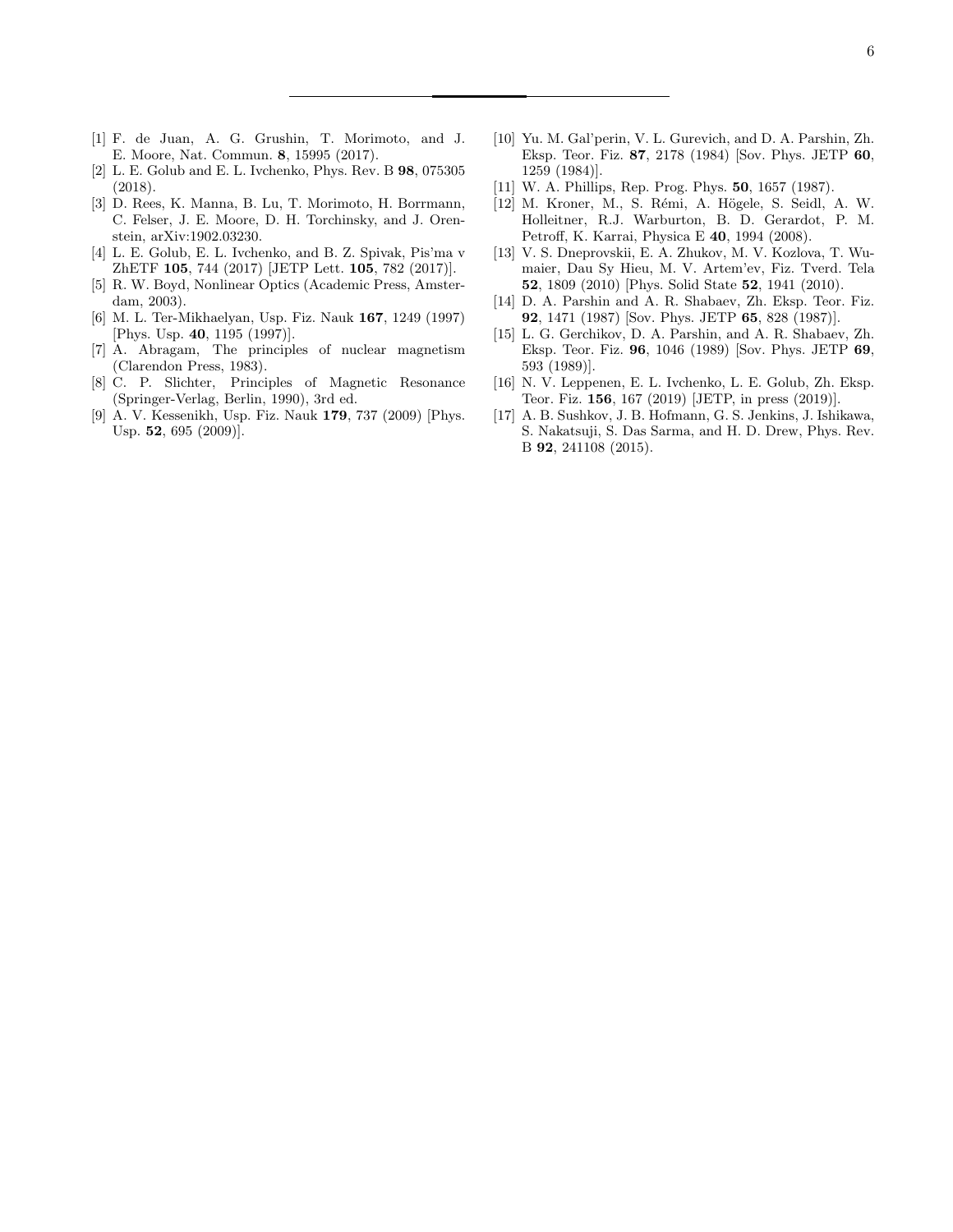[1] F. de Juan, A. G. Grushin, T. Morimoto, and J. E. Moore, Nat. Commun. **8**, 15995 (2017).

[2] L. E. Golub and E. L. Ivchenko, Phys. Rev. B **98**, 075305 (2018).

[3] D. Rees, K. Manna, B. Lu, T. Morimoto, H. Borrmann, C. Felser, J. E. Moore, D. H. Torchinsky, and J. Orenstein, arXiv:1902.03230.

[4] L. E. Golub, E. L. Ivchenko, and B. Z. Spivak, Pis'ma v ZhETF **105**, 744 (2017) [JETP Lett. **105**, 782 (2017)].

[5] R. W. Boyd, Nonlinear Optics (Academic Press, Amsterdam, 2003).

[6] M. L. Ter-Mikhaelyan, Usp. Fiz. Nauk **167**, 1249 (1997) [Phys. Usp. **40**, 1195 (1997)].

[7] A. Abragam, The principles of nuclear magnetism (Clarendon Press, 1983).

[8] C. P. Slichter, Principles of Magnetic Resonance (Springer-Verlag, Berlin, 1990), 3rd ed.

[9] A. V. Kessenikh, Usp. Fiz. Nauk **179**, 737 (2009) [Phys. Usp. **52**, 695 (2009)].

[10] Yu. M. Gal'perin, V. L. Gurevich, and D. A. Parshin, Zh. Eksp. Teor. Fiz. **87**, 2178 (1984) [Sov. Phys. JETP **60**, 1259 (1984)].

[11] W. A. Phillips, Rep. Prog. Phys. **50**, 1657 (1987).

[12] M. Kroner, M., S. Rémi, A. Högele, S. Seidl, A. W. Holleitner, R.J. Warburton, B. D. Gerardot, P. M. Petroff, K. Karrai, Physica E **40**, 1994 (2008).

[13] V. S. Dneprovskii, E. A. Zhukov, M. V. Kozlova, T. Wumaier, Dau Sy Hieu, M. V. Artem'ev, Fiz. Tverd. Tela **52**, 1809 (2010) [Phys. Solid State **52**, 1941 (2010).

[14] D. A. Parshin and A. R. Shabaev, Zh. Eksp. Teor. Fiz. **92**, 1471 (1987) [Sov. Phys. JETP **65**, 828 (1987)].

[15] L. G. Gerchikov, D. A. Parshin, and A. R. Shabaev, Zh. Eksp. Teor. Fiz. **96**, 1046 (1989) [Sov. Phys. JETP **69**, 593 (1989)].

[16] N. V. Leppenen, E. L. Ivchenko, L. E. Golub, Zh. Eksp. Teor. Fiz. **156**, 167 (2019) [JETP, in press (2019)].

[17] A. B. Sushkov, J. B. Hofmann, G. S. Jenkins, J. Ishikawa, S. Nakatsuji, S. Das Sarma, and H. D. Drew, Phys. Rev. B **92**, 241108 (2015).